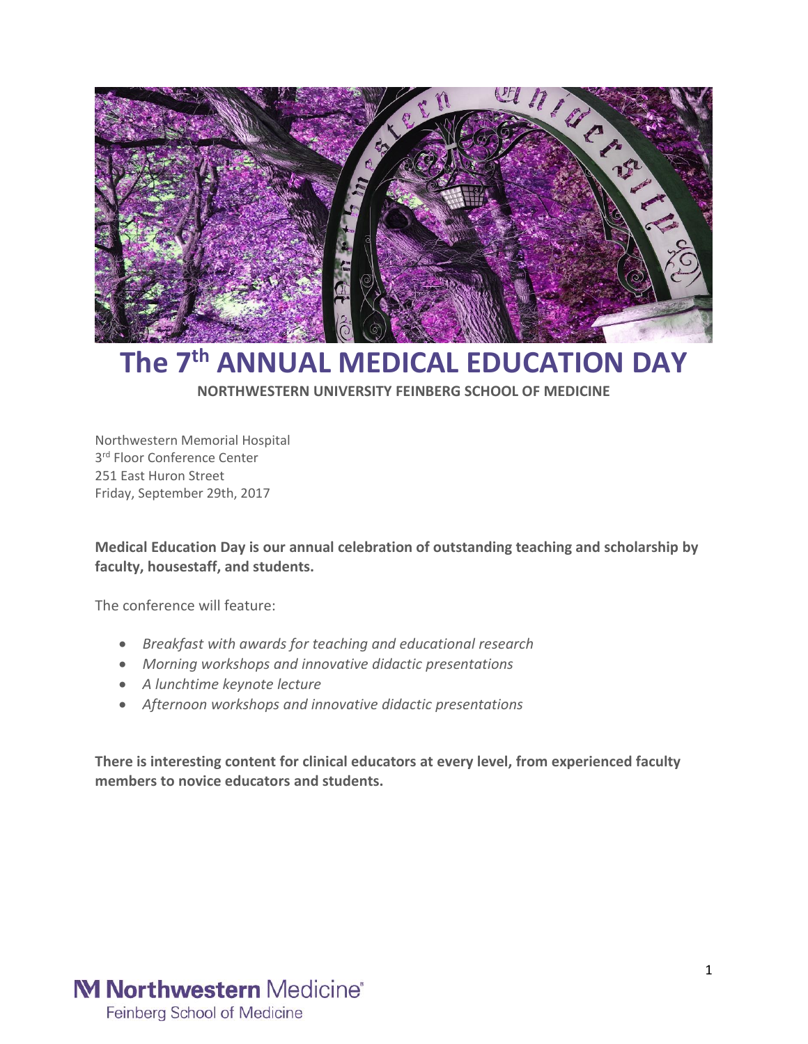# The 7th ANNUAL MEDICAL EDUCATION DAY

**NORTHWESTERN UNIVERSITY FEINBERG SCHOOL OF MEDICINE**

Northwestern Memorial Hospital
3rd Floor Conference Center
251 East Huron Street
Friday, September 29th, 2017

**Medical Education Day is our annual celebration of outstanding teaching and scholarship by faculty, housestaff, and students.**

The conference will feature:

- *Breakfast with awards for teaching and educational research*
- *Morning workshops and innovative didactic presentations*
- *A lunchtime keynote lecture*
- *Afternoon workshops and innovative didactic presentations*

**There is interesting content for clinical educators at every level, from experienced faculty members to novice educators and students.**

Northwestern Medicine
Feinberg School of Medicine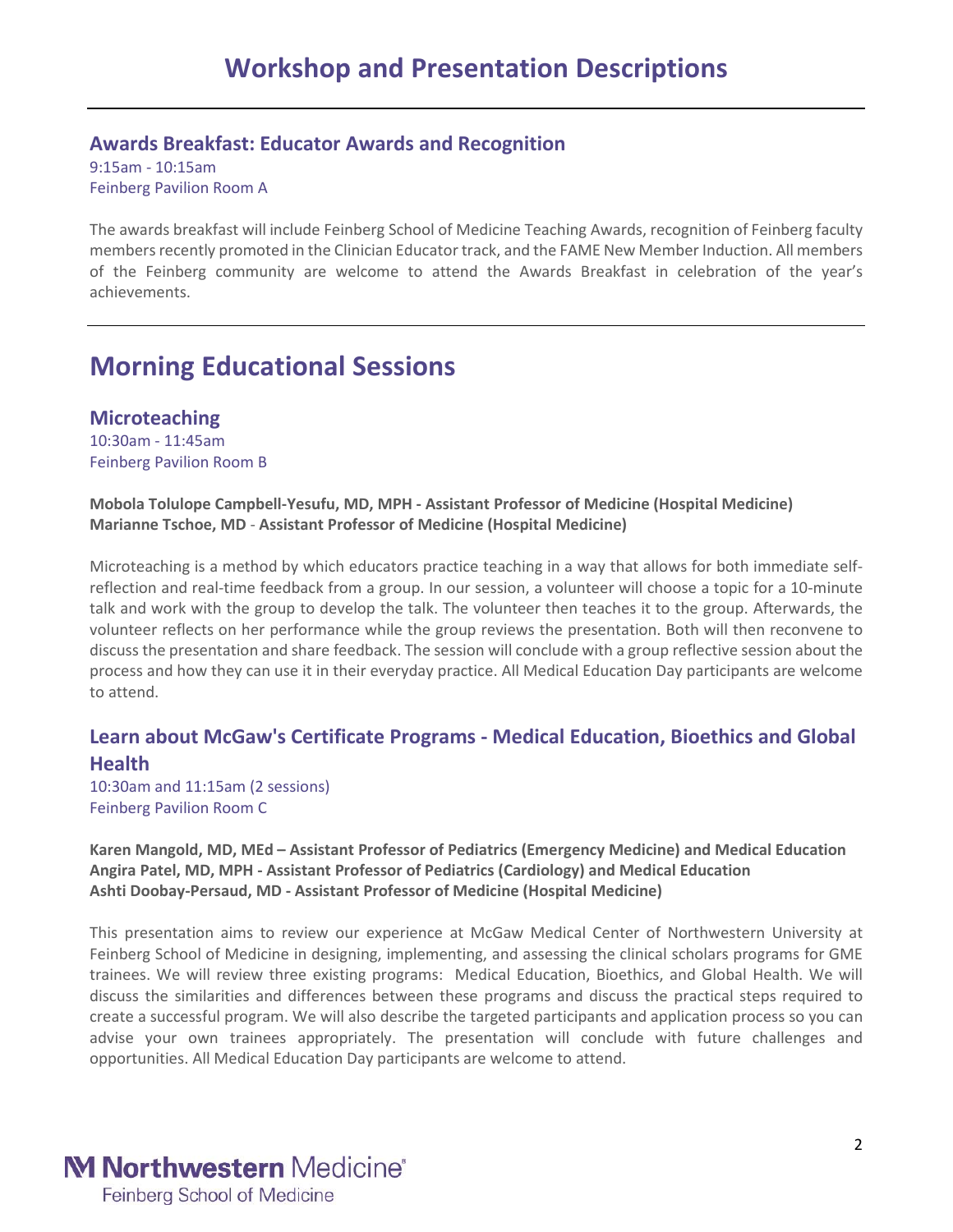# Workshop and Presentation Descriptions

## Awards Breakfast: Educator Awards and Recognition

9:15am - 10:15am
Feinberg Pavilion Room A

The awards breakfast will include Feinberg School of Medicine Teaching Awards, recognition of Feinberg faculty members recently promoted in the Clinician Educator track, and the FAME New Member Induction. All members of the Feinberg community are welcome to attend the Awards Breakfast in celebration of the year's achievements.

# Morning Educational Sessions

## Microteaching

10:30am - 11:45am
Feinberg Pavilion Room B

**Mobola Tolulope Campbell-Yesufu, MD, MPH - Assistant Professor of Medicine (Hospital Medicine)**
**Marianne Tschoe, MD - Assistant Professor of Medicine (Hospital Medicine)**

Microteaching is a method by which educators practice teaching in a way that allows for both immediate self-reflection and real-time feedback from a group. In our session, a volunteer will choose a topic for a 10-minute talk and work with the group to develop the talk. The volunteer then teaches it to the group. Afterwards, the volunteer reflects on her performance while the group reviews the presentation. Both will then reconvene to discuss the presentation and share feedback. The session will conclude with a group reflective session about the process and how they can use it in their everyday practice. All Medical Education Day participants are welcome to attend.

## Learn about McGaw's Certificate Programs - Medical Education, Bioethics and Global Health

10:30am and 11:15am (2 sessions)
Feinberg Pavilion Room C

**Karen Mangold, MD, MEd – Assistant Professor of Pediatrics (Emergency Medicine) and Medical Education**
**Angira Patel, MD, MPH - Assistant Professor of Pediatrics (Cardiology) and Medical Education**
**Ashti Doobay-Persaud, MD - Assistant Professor of Medicine (Hospital Medicine)**

This presentation aims to review our experience at McGaw Medical Center of Northwestern University at Feinberg School of Medicine in designing, implementing, and assessing the clinical scholars programs for GME trainees. We will review three existing programs: Medical Education, Bioethics, and Global Health. We will discuss the similarities and differences between these programs and discuss the practical steps required to create a successful program. We will also describe the targeted participants and application process so you can advise your own trainees appropriately. The presentation will conclude with future challenges and opportunities. All Medical Education Day participants are welcome to attend.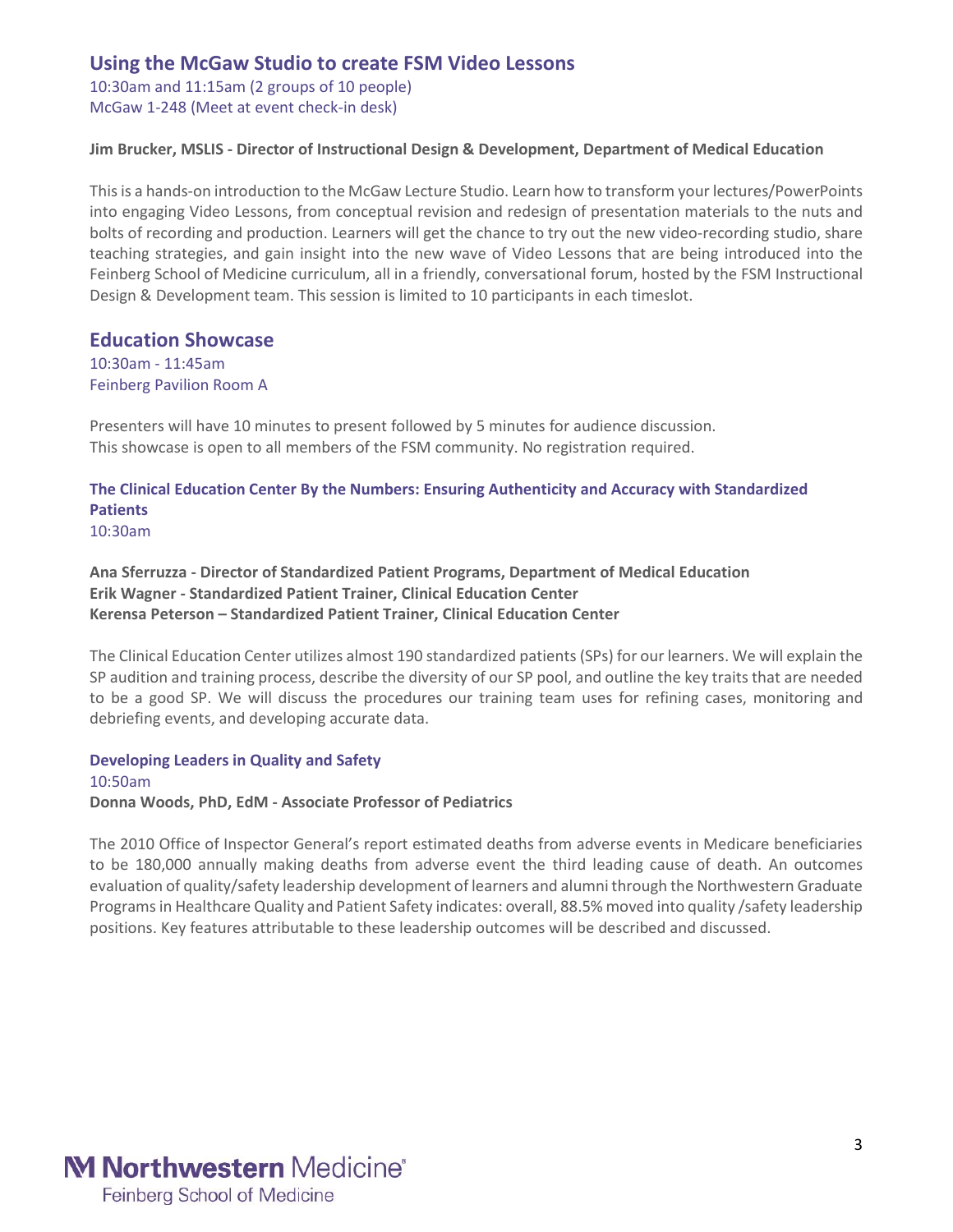## Using the McGaw Studio to create FSM Video Lessons

10:30am and 11:15am (2 groups of 10 people)
McGaw 1-248 (Meet at event check-in desk)

**Jim Brucker, MSLIS - Director of Instructional Design & Development, Department of Medical Education**

This is a hands-on introduction to the McGaw Lecture Studio. Learn how to transform your lectures/PowerPoints into engaging Video Lessons, from conceptual revision and redesign of presentation materials to the nuts and bolts of recording and production. Learners will get the chance to try out the new video-recording studio, share teaching strategies, and gain insight into the new wave of Video Lessons that are being introduced into the Feinberg School of Medicine curriculum, all in a friendly, conversational forum, hosted by the FSM Instructional Design & Development team. This session is limited to 10 participants in each timeslot.

## Education Showcase

10:30am - 11:45am
Feinberg Pavilion Room A

Presenters will have 10 minutes to present followed by 5 minutes for audience discussion.
This showcase is open to all members of the FSM community. No registration required.

### The Clinical Education Center By the Numbers: Ensuring Authenticity and Accuracy with Standardized Patients

10:30am

**Ana Sferruzza - Director of Standardized Patient Programs, Department of Medical Education**
**Erik Wagner - Standardized Patient Trainer, Clinical Education Center**
**Kerensa Peterson – Standardized Patient Trainer, Clinical Education Center**

The Clinical Education Center utilizes almost 190 standardized patients (SPs) for our learners. We will explain the SP audition and training process, describe the diversity of our SP pool, and outline the key traits that are needed to be a good SP. We will discuss the procedures our training team uses for refining cases, monitoring and debriefing events, and developing accurate data.

### Developing Leaders in Quality and Safety

10:50am
**Donna Woods, PhD, EdM - Associate Professor of Pediatrics**

The 2010 Office of Inspector General's report estimated deaths from adverse events in Medicare beneficiaries to be 180,000 annually making deaths from adverse event the third leading cause of death. An outcomes evaluation of quality/safety leadership development of learners and alumni through the Northwestern Graduate Programs in Healthcare Quality and Patient Safety indicates: overall, 88.5% moved into quality /safety leadership positions. Key features attributable to these leadership outcomes will be described and discussed.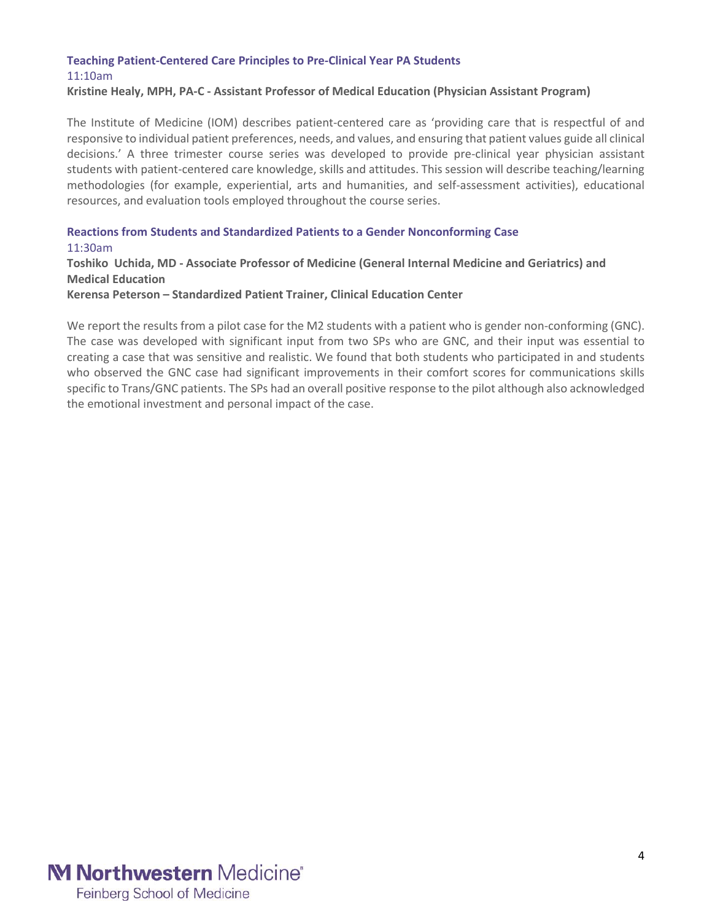### Teaching Patient-Centered Care Principles to Pre-Clinical Year PA Students

11:10am

**Kristine Healy, MPH, PA-C - Assistant Professor of Medical Education (Physician Assistant Program)**

The Institute of Medicine (IOM) describes patient-centered care as 'providing care that is respectful of and responsive to individual patient preferences, needs, and values, and ensuring that patient values guide all clinical decisions.' A three trimester course series was developed to provide pre-clinical year physician assistant students with patient-centered care knowledge, skills and attitudes. This session will describe teaching/learning methodologies (for example, experiential, arts and humanities, and self-assessment activities), educational resources, and evaluation tools employed throughout the course series.

### Reactions from Students and Standardized Patients to a Gender Nonconforming Case

11:30am

**Toshiko Uchida, MD - Associate Professor of Medicine (General Internal Medicine and Geriatrics) and Medical Education**

**Kerensa Peterson – Standardized Patient Trainer, Clinical Education Center**

We report the results from a pilot case for the M2 students with a patient who is gender non-conforming (GNC). The case was developed with significant input from two SPs who are GNC, and their input was essential to creating a case that was sensitive and realistic. We found that both students who participated in and students who observed the GNC case had significant improvements in their comfort scores for communications skills specific to Trans/GNC patients. The SPs had an overall positive response to the pilot although also acknowledged the emotional investment and personal impact of the case.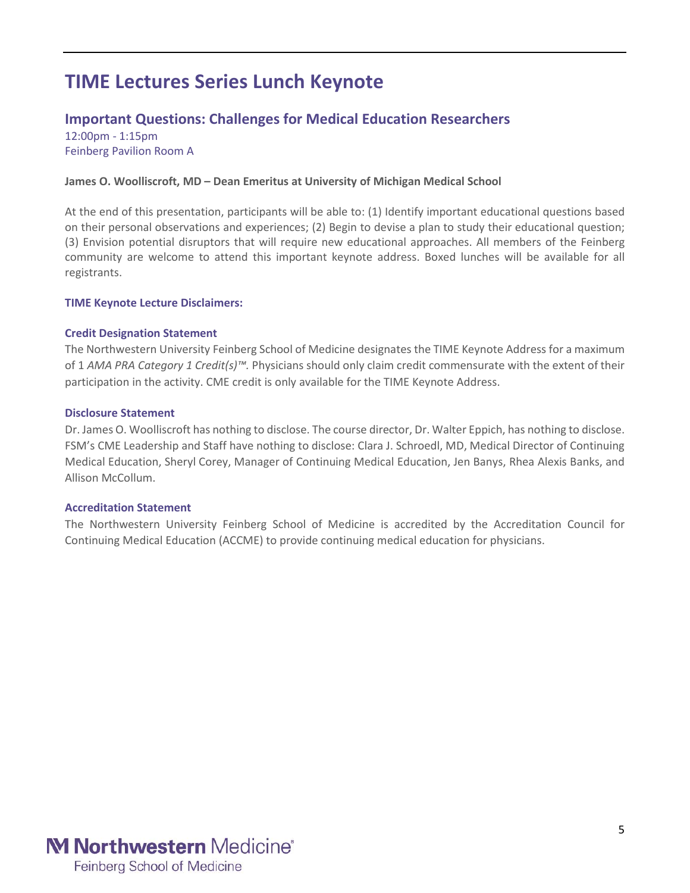# TIME Lectures Series Lunch Keynote

## Important Questions: Challenges for Medical Education Researchers

12:00pm - 1:15pm
Feinberg Pavilion Room A

**James O. Woolliscroft, MD – Dean Emeritus at University of Michigan Medical School**

At the end of this presentation, participants will be able to: (1) Identify important educational questions based on their personal observations and experiences; (2) Begin to devise a plan to study their educational question; (3) Envision potential disruptors that will require new educational approaches. All members of the Feinberg community are welcome to attend this important keynote address. Boxed lunches will be available for all registrants.

**TIME Keynote Lecture Disclaimers:**

**Credit Designation Statement**

The Northwestern University Feinberg School of Medicine designates the TIME Keynote Address for a maximum of 1 *AMA PRA Category 1 Credit(s)™*. Physicians should only claim credit commensurate with the extent of their participation in the activity. CME credit is only available for the TIME Keynote Address.

**Disclosure Statement**

Dr. James O. Woolliscroft has nothing to disclose. The course director, Dr. Walter Eppich, has nothing to disclose. FSM's CME Leadership and Staff have nothing to disclose: Clara J. Schroedl, MD, Medical Director of Continuing Medical Education, Sheryl Corey, Manager of Continuing Medical Education, Jen Banys, Rhea Alexis Banks, and Allison McCollum.

**Accreditation Statement**

The Northwestern University Feinberg School of Medicine is accredited by the Accreditation Council for Continuing Medical Education (ACCME) to provide continuing medical education for physicians.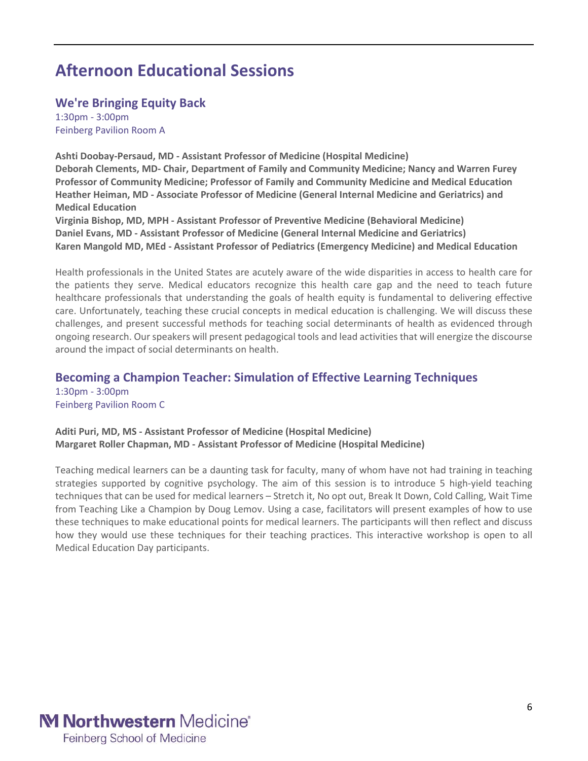# Afternoon Educational Sessions

## We're Bringing Equity Back

1:30pm - 3:00pm
Feinberg Pavilion Room A

**Ashti Doobay-Persaud, MD - Assistant Professor of Medicine (Hospital Medicine)**
**Deborah Clements, MD- Chair, Department of Family and Community Medicine; Nancy and Warren Furey Professor of Community Medicine; Professor of Family and Community Medicine and Medical Education**
**Heather Heiman, MD - Associate Professor of Medicine (General Internal Medicine and Geriatrics) and Medical Education**
**Virginia Bishop, MD, MPH - Assistant Professor of Preventive Medicine (Behavioral Medicine)**
**Daniel Evans, MD - Assistant Professor of Medicine (General Internal Medicine and Geriatrics)**
**Karen Mangold MD, MEd - Assistant Professor of Pediatrics (Emergency Medicine) and Medical Education**

Health professionals in the United States are acutely aware of the wide disparities in access to health care for the patients they serve. Medical educators recognize this health care gap and the need to teach future healthcare professionals that understanding the goals of health equity is fundamental to delivering effective care. Unfortunately, teaching these crucial concepts in medical education is challenging. We will discuss these challenges, and present successful methods for teaching social determinants of health as evidenced through ongoing research. Our speakers will present pedagogical tools and lead activities that will energize the discourse around the impact of social determinants on health.

## Becoming a Champion Teacher: Simulation of Effective Learning Techniques

1:30pm - 3:00pm
Feinberg Pavilion Room C

**Aditi Puri, MD, MS - Assistant Professor of Medicine (Hospital Medicine)**
**Margaret Roller Chapman, MD - Assistant Professor of Medicine (Hospital Medicine)**

Teaching medical learners can be a daunting task for faculty, many of whom have not had training in teaching strategies supported by cognitive psychology. The aim of this session is to introduce 5 high-yield teaching techniques that can be used for medical learners – Stretch it, No opt out, Break It Down, Cold Calling, Wait Time from Teaching Like a Champion by Doug Lemov. Using a case, facilitators will present examples of how to use these techniques to make educational points for medical learners. The participants will then reflect and discuss how they would use these techniques for their teaching practices. This interactive workshop is open to all Medical Education Day participants.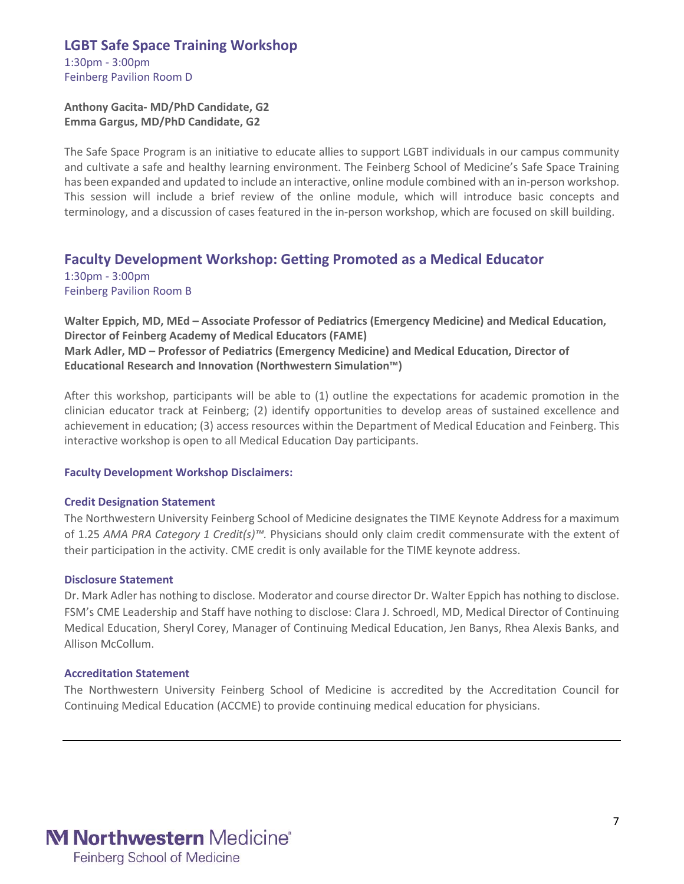## LGBT Safe Space Training Workshop

1:30pm - 3:00pm
Feinberg Pavilion Room D

**Anthony Gacita- MD/PhD Candidate, G2**
**Emma Gargus, MD/PhD Candidate, G2**

The Safe Space Program is an initiative to educate allies to support LGBT individuals in our campus community and cultivate a safe and healthy learning environment. The Feinberg School of Medicine's Safe Space Training has been expanded and updated to include an interactive, online module combined with an in-person workshop. This session will include a brief review of the online module, which will introduce basic concepts and terminology, and a discussion of cases featured in the in-person workshop, which are focused on skill building.

## Faculty Development Workshop: Getting Promoted as a Medical Educator

1:30pm - 3:00pm
Feinberg Pavilion Room B

**Walter Eppich, MD, MEd – Associate Professor of Pediatrics (Emergency Medicine) and Medical Education, Director of Feinberg Academy of Medical Educators (FAME)**
**Mark Adler, MD – Professor of Pediatrics (Emergency Medicine) and Medical Education, Director of Educational Research and Innovation (Northwestern Simulation™)**

After this workshop, participants will be able to (1) outline the expectations for academic promotion in the clinician educator track at Feinberg; (2) identify opportunities to develop areas of sustained excellence and achievement in education; (3) access resources within the Department of Medical Education and Feinberg. This interactive workshop is open to all Medical Education Day participants.

**Faculty Development Workshop Disclaimers:**

**Credit Designation Statement**

The Northwestern University Feinberg School of Medicine designates the TIME Keynote Address for a maximum of 1.25 *AMA PRA Category 1 Credit(s)™.* Physicians should only claim credit commensurate with the extent of their participation in the activity. CME credit is only available for the TIME keynote address.

**Disclosure Statement**

Dr. Mark Adler has nothing to disclose. Moderator and course director Dr. Walter Eppich has nothing to disclose. FSM's CME Leadership and Staff have nothing to disclose: Clara J. Schroedl, MD, Medical Director of Continuing Medical Education, Sheryl Corey, Manager of Continuing Medical Education, Jen Banys, Rhea Alexis Banks, and Allison McCollum.

**Accreditation Statement**

The Northwestern University Feinberg School of Medicine is accredited by the Accreditation Council for Continuing Medical Education (ACCME) to provide continuing medical education for physicians.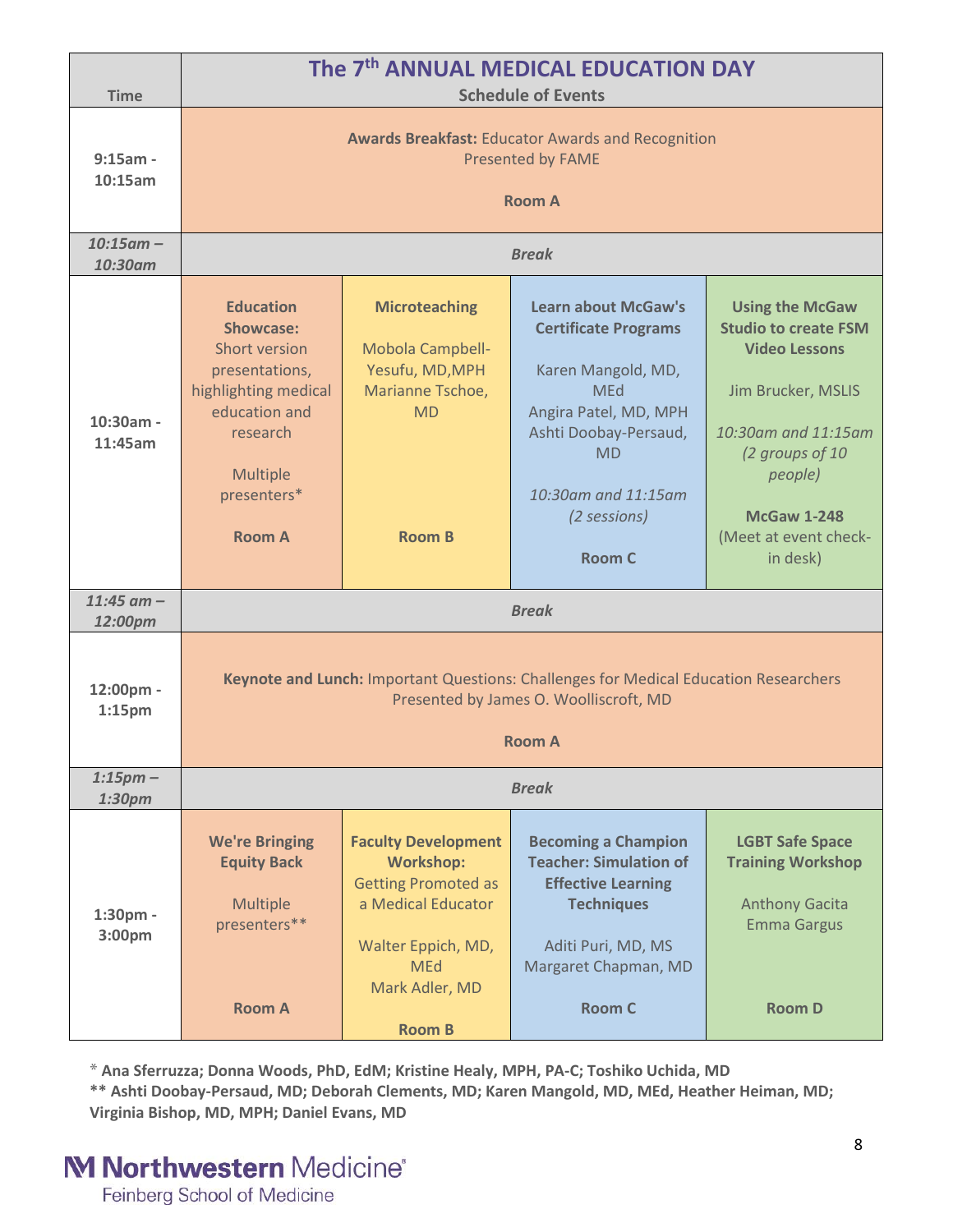| Time | The 7th ANNUAL MEDICAL EDUCATION DAY<br>Schedule of Events | | | |
|---|---|---|---|---|
| 9:15am - 10:15am | **Awards Breakfast:** Educator Awards and Recognition<br>Presented by FAME<br><br>**Room A** | | | |
| *10:15am – 10:30am* | ***Break*** | | | |
| 10:30am - 11:45am | **Education Showcase:** Short version presentations, highlighting medical education and research<br><br>Multiple presenters*<br><br>**Room A** | **Microteaching**<br><br>Mobola Campbell-Yesufu, MD,MPH<br>Marianne Tschoe, MD<br><br>**Room B** | **Learn about McGaw's Certificate Programs**<br><br>Karen Mangold, MD, MEd<br>Angira Patel, MD, MPH<br>Ashti Doobay-Persaud, MD<br><br>*10:30am and 11:15am (2 sessions)*<br><br>**Room C** | **Using the McGaw Studio to create FSM Video Lessons**<br><br>Jim Brucker, MSLIS<br><br>*10:30am and 11:15am (2 groups of 10 people)*<br><br>**McGaw 1-248**<br>(Meet at event check-in desk) |
| *11:45 am – 12:00pm* | ***Break*** | | | |
| 12:00pm - 1:15pm | **Keynote and Lunch:** Important Questions: Challenges for Medical Education Researchers<br>Presented by James O. Woolliscroft, MD<br><br>**Room A** | | | |
| *1:15pm – 1:30pm* | ***Break*** | | | |
| 1:30pm - 3:00pm | **We're Bringing Equity Back**<br><br>Multiple presenters**<br><br>**Room A** | **Faculty Development Workshop:** Getting Promoted as a Medical Educator<br><br>Walter Eppich, MD, MEd<br>Mark Adler, MD<br><br>**Room B** | **Becoming a Champion Teacher: Simulation of Effective Learning Techniques**<br><br>Aditi Puri, MD, MS<br>Margaret Chapman, MD<br><br>**Room C** | **LGBT Safe Space Training Workshop**<br><br>Anthony Gacita<br>Emma Gargus<br><br>**Room D** |

\* **Ana Sferruzza; Donna Woods, PhD, EdM; Kristine Healy, MPH, PA-C; Toshiko Uchida, MD**

\*\* **Ashti Doobay-Persaud, MD; Deborah Clements, MD; Karen Mangold, MD, MEd, Heather Heiman, MD; Virginia Bishop, MD, MPH; Daniel Evans, MD**

Northwestern Medicine®
Feinberg School of Medicine